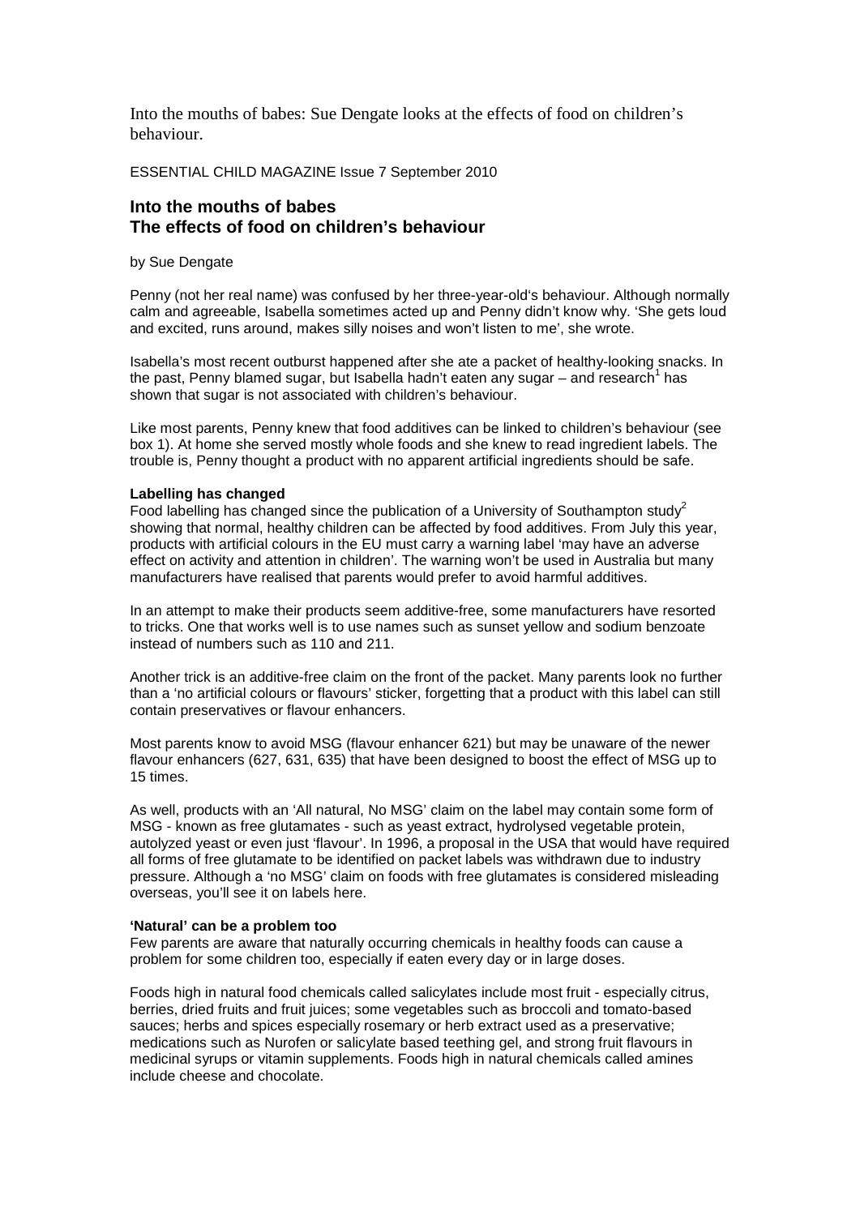Into the mouths of babes: Sue Dengate looks at the effects of food on children's behaviour.

ESSENTIAL CHILD MAGAZINE Issue 7 September 2010

## Into the mouths of babes
## The effects of food on children's behaviour

by Sue Dengate

Penny (not her real name) was confused by her three-year-old's behaviour. Although normally calm and agreeable, Isabella sometimes acted up and Penny didn't know why. 'She gets loud and excited, runs around, makes silly noises and won't listen to me', she wrote.

Isabella's most recent outburst happened after she ate a packet of healthy-looking snacks. In the past, Penny blamed sugar, but Isabella hadn't eaten any sugar – and research[1] has shown that sugar is not associated with children's behaviour.

Like most parents, Penny knew that food additives can be linked to children's behaviour (see box 1). At home she served mostly whole foods and she knew to read ingredient labels. The trouble is, Penny thought a product with no apparent artificial ingredients should be safe.

**Labelling has changed**

Food labelling has changed since the publication of a University of Southampton study[2] showing that normal, healthy children can be affected by food additives. From July this year, products with artificial colours in the EU must carry a warning label 'may have an adverse effect on activity and attention in children'. The warning won't be used in Australia but many manufacturers have realised that parents would prefer to avoid harmful additives.

In an attempt to make their products seem additive-free, some manufacturers have resorted to tricks. One that works well is to use names such as sunset yellow and sodium benzoate instead of numbers such as 110 and 211.

Another trick is an additive-free claim on the front of the packet. Many parents look no further than a 'no artificial colours or flavours' sticker, forgetting that a product with this label can still contain preservatives or flavour enhancers.

Most parents know to avoid MSG (flavour enhancer 621) but may be unaware of the newer flavour enhancers (627, 631, 635) that have been designed to boost the effect of MSG up to 15 times.

As well, products with an 'All natural, No MSG' claim on the label may contain some form of MSG - known as free glutamates - such as yeast extract, hydrolysed vegetable protein, autolyzed yeast or even just 'flavour'. In 1996, a proposal in the USA that would have required all forms of free glutamate to be identified on packet labels was withdrawn due to industry pressure. Although a 'no MSG' claim on foods with free glutamates is considered misleading overseas, you'll see it on labels here.

**'Natural' can be a problem too**

Few parents are aware that naturally occurring chemicals in healthy foods can cause a problem for some children too, especially if eaten every day or in large doses.

Foods high in natural food chemicals called salicylates include most fruit - especially citrus, berries, dried fruits and fruit juices; some vegetables such as broccoli and tomato-based sauces; herbs and spices especially rosemary or herb extract used as a preservative; medications such as Nurofen or salicylate based teething gel, and strong fruit flavours in medicinal syrups or vitamin supplements. Foods high in natural chemicals called amines include cheese and chocolate.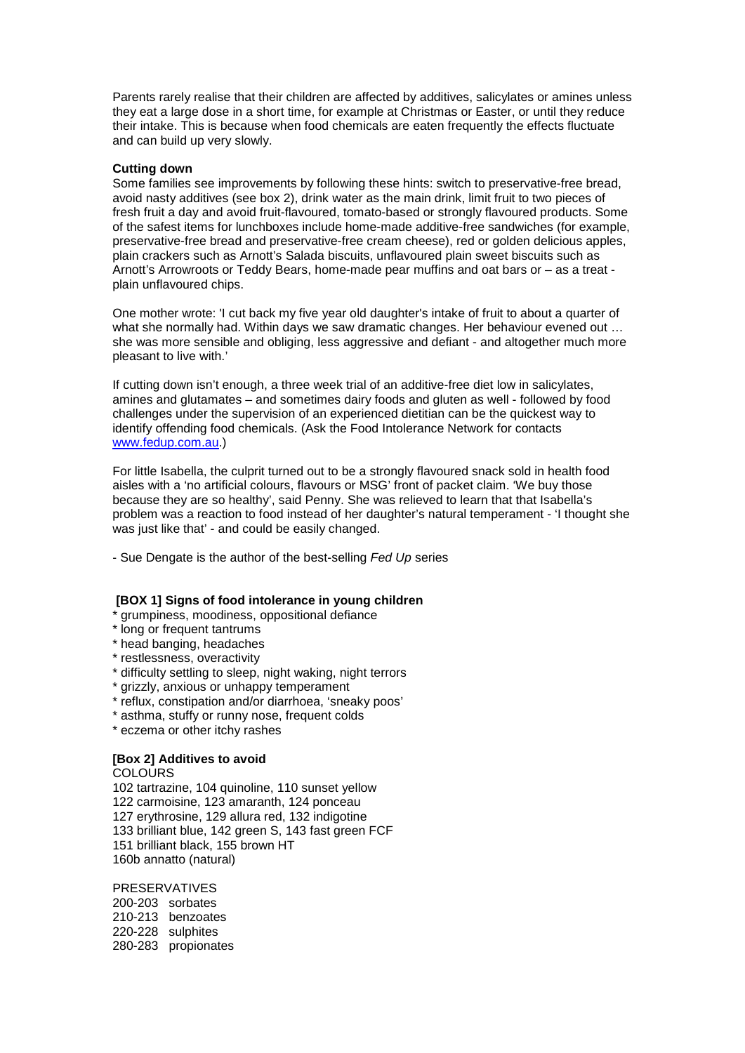Parents rarely realise that their children are affected by additives, salicylates or amines unless they eat a large dose in a short time, for example at Christmas or Easter, or until they reduce their intake. This is because when food chemicals are eaten frequently the effects fluctuate and can build up very slowly.

**Cutting down**

Some families see improvements by following these hints: switch to preservative-free bread, avoid nasty additives (see box 2), drink water as the main drink, limit fruit to two pieces of fresh fruit a day and avoid fruit-flavoured, tomato-based or strongly flavoured products. Some of the safest items for lunchboxes include home-made additive-free sandwiches (for example, preservative-free bread and preservative-free cream cheese), red or golden delicious apples, plain crackers such as Arnott's Salada biscuits, unflavoured plain sweet biscuits such as Arnott's Arrowroots or Teddy Bears, home-made pear muffins and oat bars or – as a treat - plain unflavoured chips.

One mother wrote: 'I cut back my five year old daughter's intake of fruit to about a quarter of what she normally had. Within days we saw dramatic changes. Her behaviour evened out … she was more sensible and obliging, less aggressive and defiant - and altogether much more pleasant to live with.'

If cutting down isn't enough, a three week trial of an additive-free diet low in salicylates, amines and glutamates – and sometimes dairy foods and gluten as well - followed by food challenges under the supervision of an experienced dietitian can be the quickest way to identify offending food chemicals. (Ask the Food Intolerance Network for contacts www.fedup.com.au.)

For little Isabella, the culprit turned out to be a strongly flavoured snack sold in health food aisles with a 'no artificial colours, flavours or MSG' front of packet claim. 'We buy those because they are so healthy', said Penny. She was relieved to learn that that Isabella's problem was a reaction to food instead of her daughter's natural temperament - 'I thought she was just like that' - and could be easily changed.

- Sue Dengate is the author of the best-selling *Fed Up* series

**[BOX 1] Signs of food intolerance in young children**

* grumpiness, moodiness, oppositional defiance
* long or frequent tantrums
* head banging, headaches
* restlessness, overactivity
* difficulty settling to sleep, night waking, night terrors
* grizzly, anxious or unhappy temperament
* reflux, constipation and/or diarrhoea, 'sneaky poos'
* asthma, stuffy or runny nose, frequent colds
* eczema or other itchy rashes

**[Box 2] Additives to avoid**

COLOURS

102 tartrazine, 104 quinoline, 110 sunset yellow
122 carmoisine, 123 amaranth, 124 ponceau
127 erythrosine, 129 allura red, 132 indigotine
133 brilliant blue, 142 green S, 143 fast green FCF
151 brilliant black, 155 brown HT
160b annatto (natural)

PRESERVATIVES

200-203 sorbates
210-213 benzoates
220-228 sulphites
280-283 propionates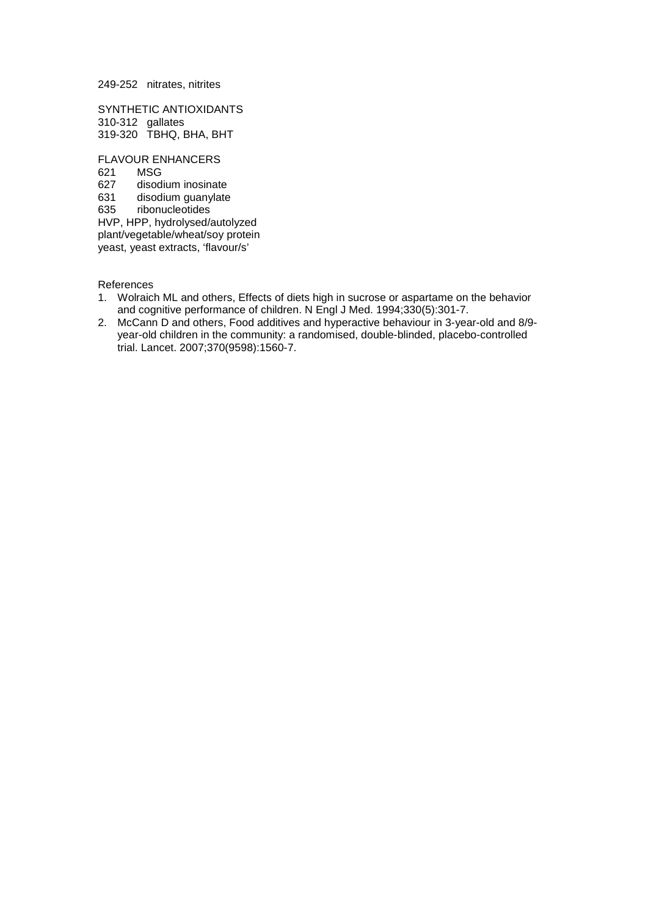249-252   nitrates, nitrites

SYNTHETIC ANTIOXIDANTS
310-312   gallates
319-320   TBHQ, BHA, BHT

FLAVOUR ENHANCERS
621   MSG
627   disodium inosinate
631   disodium guanylate
635   ribonucleotides
HVP, HPP, hydrolysed/autolyzed plant/vegetable/wheat/soy protein
yeast, yeast extracts, 'flavour/s'

References

1. Wolraich ML and others, Effects of diets high in sucrose or aspartame on the behavior and cognitive performance of children. N Engl J Med. 1994;330(5):301-7.
2. McCann D and others, Food additives and hyperactive behaviour in 3-year-old and 8/9-year-old children in the community: a randomised, double-blinded, placebo-controlled trial. Lancet. 2007;370(9598):1560-7.